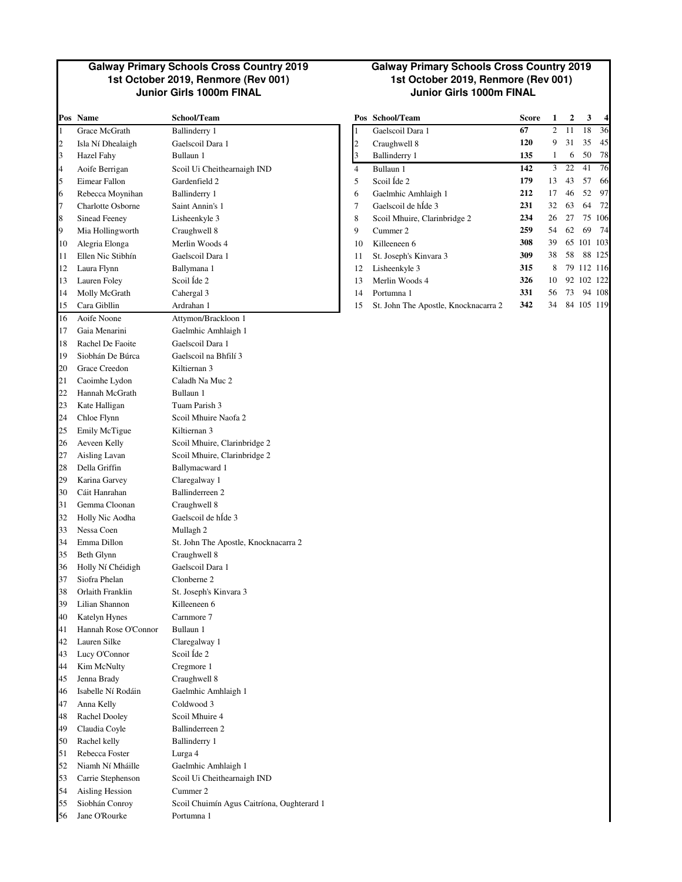# Galway Primary Schools Cross Country 2019
## 1st October 2019, Renmore (Rev 001)
### Junior Girls 1000m FINAL

| Pos | Name | School/Team |
|---|---|---|
| 1 | Grace McGrath | Ballinderry 1 |
| 2 | Isla Ní Dhealaigh | Gaelscoil Dara 1 |
| 3 | Hazel Fahy | Bullaun 1 |
| 4 | Aoife Berrigan | Scoil Ui Cheithearnaigh IND |
| 5 | Eimear Fallon | Gardenfield 2 |
| 6 | Rebecca Moynihan | Ballinderry 1 |
| 7 | Charlotte Osborne | Saint Annin's 1 |
| 8 | Sinead Feeney | Lisheenkyle 3 |
| 9 | Mia Hollingworth | Craughwell 8 |
| 10 | Alegria Elonga | Merlin Woods 4 |
| 11 | Ellen Nic Stibhín | Gaelscoil Dara 1 |
| 12 | Laura Flynn | Ballymana 1 |
| 13 | Lauren Foley | Scoil Íde 2 |
| 14 | Molly McGrath | Cahergal 3 |
| 15 | Cara Gibllin | Ardrahan 1 |
| 16 | Aoife Noone | Attymon/Brackloon 1 |
| 17 | Gaia Menarini | Gaelmhic Amhlaigh 1 |
| 18 | Rachel De Faoite | Gaelscoil Dara 1 |
| 19 | Siobhán De Búrca | Gaelscoil na Bhfilí 3 |
| 20 | Grace Creedon | Kiltiernan 3 |
| 21 | Caoimhe Lydon | Caladh Na Muc 2 |
| 22 | Hannah McGrath | Bullaun 1 |
| 23 | Kate Halligan | Tuam Parish 3 |
| 24 | Chloe Flynn | Scoil Mhuire Naofa 2 |
| 25 | Emily McTigue | Kiltiernan 3 |
| 26 | Aeveen Kelly | Scoil Mhuire, Clarinbridge 2 |
| 27 | Aisling Lavan | Scoil Mhuire, Clarinbridge 2 |
| 28 | Della Griffin | Ballymacward 1 |
| 29 | Karina Garvey | Claregalway 1 |
| 30 | Cáit Hanrahan | Ballinderreen 2 |
| 31 | Gemma Cloonan | Craughwell 8 |
| 32 | Holly Nic Aodha | Gaelscoil de hÍde 3 |
| 33 | Nessa Coen | Mullagh 2 |
| 34 | Emma Dillon | St. John The Apostle, Knocknacarra 2 |
| 35 | Beth Glynn | Craughwell 8 |
| 36 | Holly Ní Chéidigh | Gaelscoil Dara 1 |
| 37 | Siofra Phelan | Clonberne 2 |
| 38 | Orlaith Franklin | St. Joseph's Kinvara 3 |
| 39 | Lilian Shannon | Killeeneen 6 |
| 40 | Katelyn Hynes | Carnmore 7 |
| 41 | Hannah Rose O'Connor | Bullaun 1 |
| 42 | Lauren Silke | Claregalway 1 |
| 43 | Lucy O'Connor | Scoil Íde 2 |
| 44 | Kim McNulty | Cregmore 1 |
| 45 | Jenna Brady | Craughwell 8 |
| 46 | Isabelle Ní Rodáin | Gaelmhic Amhlaigh 1 |
| 47 | Anna Kelly | Coldwood 3 |
| 48 | Rachel Dooley | Scoil Mhuire 4 |
| 49 | Claudia Coyle | Ballinderreen 2 |
| 50 | Rachel kelly | Ballinderry 1 |
| 51 | Rebecca Foster | Lurga 4 |
| 52 | Niamh Ní Mháille | Gaelmhic Amhlaigh 1 |
| 53 | Carrie Stephenson | Scoil Ui Cheithearnaigh IND |
| 54 | Aisling Hession | Cummer 2 |
| 55 | Siobhán Conroy | Scoil Chuimín Agus Caitríona, Oughterard 1 |
| 56 | Jane O'Rourke | Portumna 1 |

# Galway Primary Schools Cross Country 2019
## 1st October 2019, Renmore (Rev 001)
### Junior Girls 1000m FINAL

| Pos | School/Team | Score | 1 | 2 | 3 | 4 |
|---|---|---|---|---|---|---|
| 1 | Gaelscoil Dara 1 | **67** | 2 | 11 | 18 | 36 |
| 2 | Craughwell 8 | **120** | 9 | 31 | 35 | 45 |
| 3 | Ballinderry 1 | **135** | 1 | 6 | 50 | 78 |
| 4 | Bullaun 1 | **142** | 3 | 22 | 41 | 76 |
| 5 | Scoil Íde 2 | **179** | 13 | 43 | 57 | 66 |
| 6 | Gaelmhic Amhlaigh 1 | **212** | 17 | 46 | 52 | 97 |
| 7 | Gaelscoil de hÍde 3 | **231** | 32 | 63 | 64 | 72 |
| 8 | Scoil Mhuire, Clarinbridge 2 | **234** | 26 | 27 | 75 | 106 |
| 9 | Cummer 2 | **259** | 54 | 62 | 69 | 74 |
| 10 | Killeeneen 6 | **308** | 39 | 65 | 101 | 103 |
| 11 | St. Joseph's Kinvara 3 | **309** | 38 | 58 | 88 | 125 |
| 12 | Lisheenkyle 3 | **315** | 8 | 79 | 112 | 116 |
| 13 | Merlin Woods 4 | **326** | 10 | 92 | 102 | 122 |
| 14 | Portumna 1 | **331** | 56 | 73 | 94 | 108 |
| 15 | St. John The Apostle, Knocknacarra 2 | **342** | 34 | 84 | 105 | 119 |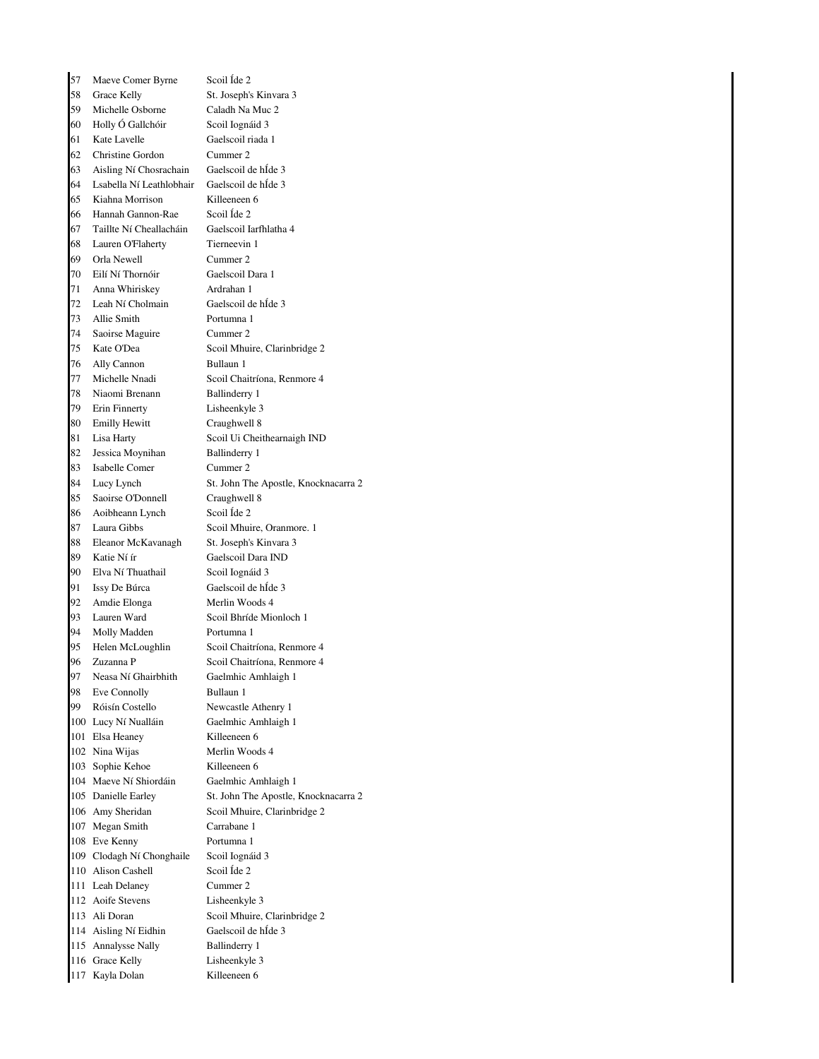| | | |
|---|---|---|
| 57 | Maeve Comer Byrne | Scoil Íde 2 |
| 58 | Grace Kelly | St. Joseph's Kinvara 3 |
| 59 | Michelle Osborne | Caladh Na Muc 2 |
| 60 | Holly Ó Gallchóir | Scoil Iognáid 3 |
| 61 | Kate Lavelle | Gaelscoil riada 1 |
| 62 | Christine Gordon | Cummer 2 |
| 63 | Aisling Ní Chosrachain | Gaelscoil de hÍde 3 |
| 64 | Lsabella Ní Leathlobhair | Gaelscoil de hÍde 3 |
| 65 | Kiahna Morrison | Killeeneen 6 |
| 66 | Hannah Gannon-Rae | Scoil Íde 2 |
| 67 | Taillte Ní Cheallacháin | Gaelscoil Iarfhlatha 4 |
| 68 | Lauren O'Flaherty | Tierneevin 1 |
| 69 | Orla Newell | Cummer 2 |
| 70 | Eilí Ní Thornóir | Gaelscoil Dara 1 |
| 71 | Anna Whiriskey | Ardrahan 1 |
| 72 | Leah Ní Cholmain | Gaelscoil de hÍde 3 |
| 73 | Allie Smith | Portumna 1 |
| 74 | Saoirse Maguire | Cummer 2 |
| 75 | Kate O'Dea | Scoil Mhuire, Clarinbridge 2 |
| 76 | Ally Cannon | Bullaun 1 |
| 77 | Michelle Nnadi | Scoil Chaitríona, Renmore 4 |
| 78 | Niaomi Brenann | Ballinderry 1 |
| 79 | Erin Finnerty | Lisheenkyle 3 |
| 80 | Emilly Hewitt | Craughwell 8 |
| 81 | Lisa Harty | Scoil Ui Cheithearnaigh IND |
| 82 | Jessica Moynihan | Ballinderry 1 |
| 83 | Isabelle Comer | Cummer 2 |
| 84 | Lucy Lynch | St. John The Apostle, Knocknacarra 2 |
| 85 | Saoirse O'Donnell | Craughwell 8 |
| 86 | Aoibheann Lynch | Scoil Íde 2 |
| 87 | Laura Gibbs | Scoil Mhuire, Oranmore. 1 |
| 88 | Eleanor McKavanagh | St. Joseph's Kinvara 3 |
| 89 | Katie Ní ír | Gaelscoil Dara IND |
| 90 | Elva Ní Thuathail | Scoil Iognáid 3 |
| 91 | Issy De Búrca | Gaelscoil de hÍde 3 |
| 92 | Amdie Elonga | Merlin Woods 4 |
| 93 | Lauren Ward | Scoil Bhríde Mionloch 1 |
| 94 | Molly Madden | Portumna 1 |
| 95 | Helen McLoughlin | Scoil Chaitríona, Renmore 4 |
| 96 | Zuzanna P | Scoil Chaitríona, Renmore 4 |
| 97 | Neasa Ní Ghairbhith | Gaelmhic Amhlaigh 1 |
| 98 | Eve Connolly | Bullaun 1 |
| 99 | Róisín Costello | Newcastle Athenry 1 |
| 100 | Lucy Ní Nualláin | Gaelmhic Amhlaigh 1 |
| 101 | Elsa Heaney | Killeeneen 6 |
| 102 | Nina Wijas | Merlin Woods 4 |
| 103 | Sophie Kehoe | Killeeneen 6 |
| 104 | Maeve Ní Shiordáin | Gaelmhic Amhlaigh 1 |
| 105 | Danielle Earley | St. John The Apostle, Knocknacarra 2 |
| 106 | Amy Sheridan | Scoil Mhuire, Clarinbridge 2 |
| 107 | Megan Smith | Carrabane 1 |
| 108 | Eve Kenny | Portumna 1 |
| 109 | Clodagh Ní Chonghaile | Scoil Iognáid 3 |
| 110 | Alison Cashell | Scoil Íde 2 |
| 111 | Leah Delaney | Cummer 2 |
| 112 | Aoife Stevens | Lisheenkyle 3 |
| 113 | Ali Doran | Scoil Mhuire, Clarinbridge 2 |
| 114 | Aisling Ní Eidhin | Gaelscoil de hÍde 3 |
| 115 | Annalysse Nally | Ballinderry 1 |
| 116 | Grace Kelly | Lisheenkyle 3 |
| 117 | Kayla Dolan | Killeeneen 6 |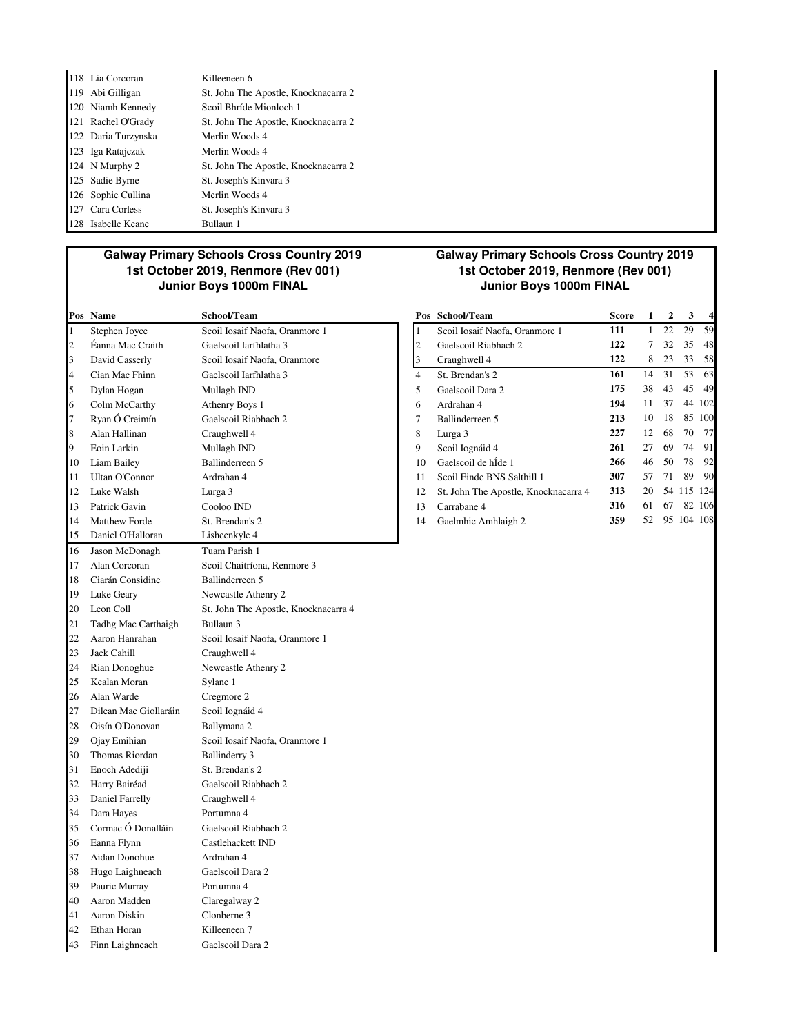| | | |
|---|---|---|
| 118 | Lia Corcoran | Killeeneen 6 |
| 119 | Abi Gilligan | St. John The Apostle, Knocknacarra 2 |
| 120 | Niamh Kennedy | Scoil Bhríde Mionloch 1 |
| 121 | Rachel O'Grady | St. John The Apostle, Knocknacarra 2 |
| 122 | Daria Turzynska | Merlin Woods 4 |
| 123 | Iga Ratajczak | Merlin Woods 4 |
| 124 | N Murphy 2 | St. John The Apostle, Knocknacarra 2 |
| 125 | Sadie Byrne | St. Joseph's Kinvara 3 |
| 126 | Sophie Cullina | Merlin Woods 4 |
| 127 | Cara Corless | St. Joseph's Kinvara 3 |
| 128 | Isabelle Keane | Bullaun 1 |

## Galway Primary Schools Cross Country 2019
### 1st October 2019, Renmore (Rev 001)
### Junior Boys 1000m FINAL

| Pos | Name | School/Team |
|---|---|---|
| 1 | Stephen Joyce | Scoil Iosaif Naofa, Oranmore 1 |
| 2 | Éanna Mac Craith | Gaelscoil Iarfhlatha 3 |
| 3 | David Casserly | Scoil Iosaif Naofa, Oranmore |
| 4 | Cian Mac Fhinn | Gaelscoil Iarfhlatha 3 |
| 5 | Dylan Hogan | Mullagh IND |
| 6 | Colm McCarthy | Athenry Boys 1 |
| 7 | Ryan Ó Creimín | Gaelscoil Riabhach 2 |
| 8 | Alan Hallinan | Craughwell 4 |
| 9 | Eoin Larkin | Mullagh IND |
| 10 | Liam Bailey | Ballinderreen 5 |
| 11 | Ultan O'Connor | Ardrahan 4 |
| 12 | Luke Walsh | Lurga 3 |
| 13 | Patrick Gavin | Cooloo IND |
| 14 | Matthew Forde | St. Brendan's 2 |
| 15 | Daniel O'Halloran | Lisheenkyle 4 |
| 16 | Jason McDonagh | Tuam Parish 1 |
| 17 | Alan Corcoran | Scoil Chaitríona, Renmore 3 |
| 18 | Ciarán Considine | Ballinderreen 5 |
| 19 | Luke Geary | Newcastle Athenry 2 |
| 20 | Leon Coll | St. John The Apostle, Knocknacarra 4 |
| 21 | Tadhg Mac Carthaigh | Bullaun 3 |
| 22 | Aaron Hanrahan | Scoil Iosaif Naofa, Oranmore 1 |
| 23 | Jack Cahill | Craughwell 4 |
| 24 | Rian Donoghue | Newcastle Athenry 2 |
| 25 | Kealan Moran | Sylane 1 |
| 26 | Alan Warde | Cregmore 2 |
| 27 | Dilean Mac Giollaráin | Scoil Iognáid 4 |
| 28 | Oisín O'Donovan | Ballymana 2 |
| 29 | Ojay Emihian | Scoil Iosaif Naofa, Oranmore 1 |
| 30 | Thomas Riordan | Ballinderry 3 |
| 31 | Enoch Adediji | St. Brendan's 2 |
| 32 | Harry Bairéad | Gaelscoil Riabhach 2 |
| 33 | Daniel Farrelly | Craughwell 4 |
| 34 | Dara Hayes | Portumna 4 |
| 35 | Cormac Ó Donalláin | Gaelscoil Riabhach 2 |
| 36 | Eanna Flynn | Castlehackett IND |
| 37 | Aidan Donohue | Ardrahan 4 |
| 38 | Hugo Laighneach | Gaelscoil Dara 2 |
| 39 | Pauric Murray | Portumna 4 |
| 40 | Aaron Madden | Claregalway 2 |
| 41 | Aaron Diskin | Clonberne 3 |
| 42 | Ethan Horan | Killeeneen 7 |
| 43 | Finn Laighneach | Gaelscoil Dara 2 |

## Galway Primary Schools Cross Country 2019
### 1st October 2019, Renmore (Rev 001)
### Junior Boys 1000m FINAL

| Pos | School/Team | Score | 1 | 2 | 3 | 4 |
|---|---|---|---|---|---|---|
| 1 | Scoil Iosaif Naofa, Oranmore 1 | **111** | 1 | 22 | 29 | 59 |
| 2 | Gaelscoil Riabhach 2 | **122** | 7 | 32 | 35 | 48 |
| 3 | Craughwell 4 | **122** | 8 | 23 | 33 | 58 |
| 4 | St. Brendan's 2 | **161** | 14 | 31 | 53 | 63 |
| 5 | Gaelscoil Dara 2 | **175** | 38 | 43 | 45 | 49 |
| 6 | Ardrahan 4 | **194** | 11 | 37 | 44 | 102 |
| 7 | Ballinderreen 5 | **213** | 10 | 18 | 85 | 100 |
| 8 | Lurga 3 | **227** | 12 | 68 | 70 | 77 |
| 9 | Scoil Iognáid 4 | **261** | 27 | 69 | 74 | 91 |
| 10 | Gaelscoil de hÍde 1 | **266** | 46 | 50 | 78 | 92 |
| 11 | Scoil Einde BNS Salthill 1 | **307** | 57 | 71 | 89 | 90 |
| 12 | St. John The Apostle, Knocknacarra 4 | **313** | 20 | 54 | 115 | 124 |
| 13 | Carrabane 4 | **316** | 61 | 67 | 82 | 106 |
| 14 | Gaelmhic Amhlaigh 2 | **359** | 52 | 95 | 104 | 108 |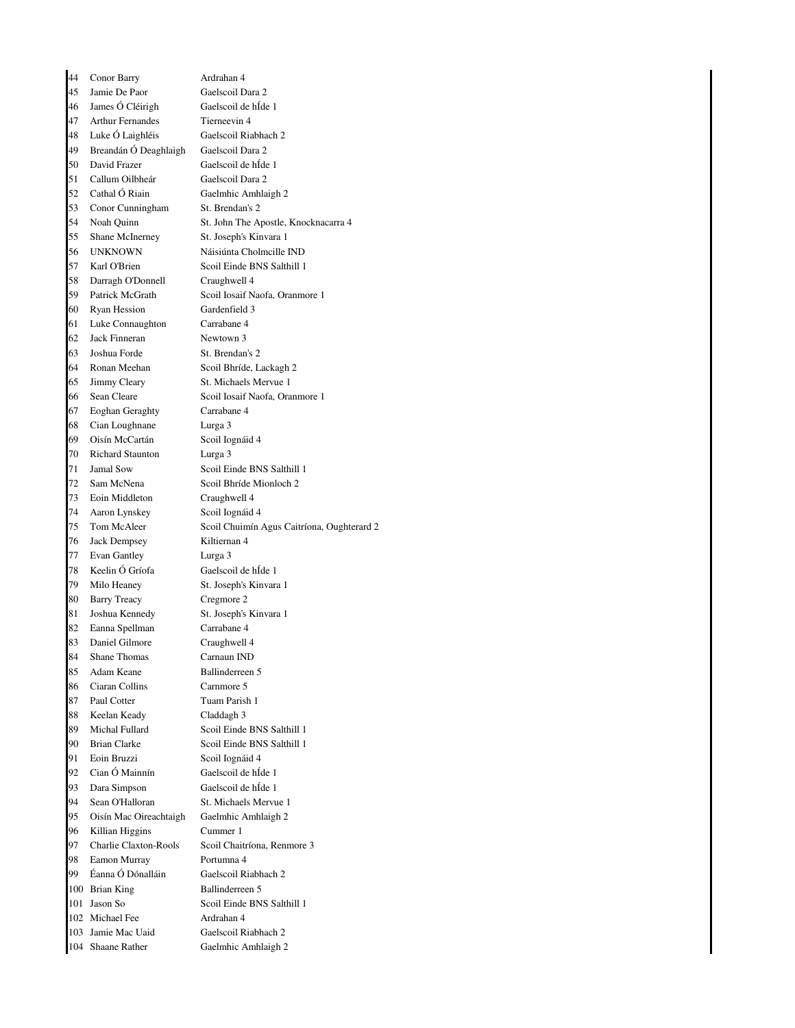| | | |
|---|---|---|
| 44 | Conor Barry | Ardrahan 4 |
| 45 | Jamie De Paor | Gaelscoil Dara 2 |
| 46 | James Ó Cléirigh | Gaelscoil de hÍde 1 |
| 47 | Arthur Fernandes | Tierneevin 4 |
| 48 | Luke Ó Laighléis | Gaelscoil Riabhach 2 |
| 49 | Breandán Ó Deaghlaigh | Gaelscoil Dara 2 |
| 50 | David Frazer | Gaelscoil de hÍde 1 |
| 51 | Callum Oilbheár | Gaelscoil Dara 2 |
| 52 | Cathal Ó Riain | Gaelmhic Amhlaigh 2 |
| 53 | Conor Cunningham | St. Brendan's 2 |
| 54 | Noah Quinn | St. John The Apostle, Knocknacarra 4 |
| 55 | Shane McInerney | St. Joseph's Kinvara 1 |
| 56 | UNKNOWN | Náisiúnta Cholmcille IND |
| 57 | Karl O'Brien | Scoil Einde BNS Salthill 1 |
| 58 | Darragh O'Donnell | Craughwell 4 |
| 59 | Patrick McGrath | Scoil Iosaif Naofa, Oranmore 1 |
| 60 | Ryan Hession | Gardenfield 3 |
| 61 | Luke Connaughton | Carrabane 4 |
| 62 | Jack Finneran | Newtown 3 |
| 63 | Joshua Forde | St. Brendan's 2 |
| 64 | Ronan Meehan | Scoil Bhríde, Lackagh 2 |
| 65 | Jimmy Cleary | St. Michaels Mervue 1 |
| 66 | Sean Cleare | Scoil Iosaif Naofa, Oranmore 1 |
| 67 | Eoghan Geraghty | Carrabane 4 |
| 68 | Cian Loughnane | Lurga 3 |
| 69 | Oisín McCartán | Scoil Iognáid 4 |
| 70 | Richard Staunton | Lurga 3 |
| 71 | Jamal Sow | Scoil Einde BNS Salthill 1 |
| 72 | Sam McNena | Scoil Bhríde Mionloch 2 |
| 73 | Eoin Middleton | Craughwell 4 |
| 74 | Aaron Lynskey | Scoil Iognáid 4 |
| 75 | Tom McAleer | Scoil Chuimín Agus Caitríona, Oughterard 2 |
| 76 | Jack Dempsey | Kiltiernan 4 |
| 77 | Evan Gantley | Lurga 3 |
| 78 | Keelin Ó Gríofa | Gaelscoil de hÍde 1 |
| 79 | Milo Heaney | St. Joseph's Kinvara 1 |
| 80 | Barry Treacy | Cregmore 2 |
| 81 | Joshua Kennedy | St. Joseph's Kinvara 1 |
| 82 | Eanna Spellman | Carrabane 4 |
| 83 | Daniel Gilmore | Craughwell 4 |
| 84 | Shane Thomas | Carnaun IND |
| 85 | Adam Keane | Ballinderreen 5 |
| 86 | Ciaran Collins | Carnmore 5 |
| 87 | Paul Cotter | Tuam Parish 1 |
| 88 | Keelan Keady | Claddagh 3 |
| 89 | Michal Fullard | Scoil Einde BNS Salthill 1 |
| 90 | Brian Clarke | Scoil Einde BNS Salthill 1 |
| 91 | Eoin Bruzzi | Scoil Iognáid 4 |
| 92 | Cian Ó Mainnín | Gaelscoil de hÍde 1 |
| 93 | Dara Simpson | Gaelscoil de hÍde 1 |
| 94 | Sean O'Halloran | St. Michaels Mervue 1 |
| 95 | Oisín Mac Oireachtaigh | Gaelmhic Amhlaigh 2 |
| 96 | Killian Higgins | Cummer 1 |
| 97 | Charlie Claxton-Rools | Scoil Chaitríona, Renmore 3 |
| 98 | Eamon Murray | Portumna 4 |
| 99 | Éanna Ó Dónalláin | Gaelscoil Riabhach 2 |
| 100 | Brian King | Ballinderreen 5 |
| 101 | Jason So | Scoil Einde BNS Salthill 1 |
| 102 | Michael Fee | Ardrahan 4 |
| 103 | Jamie Mac Uaid | Gaelscoil Riabhach 2 |
| 104 | Shaane Rather | Gaelmhic Amhlaigh 2 |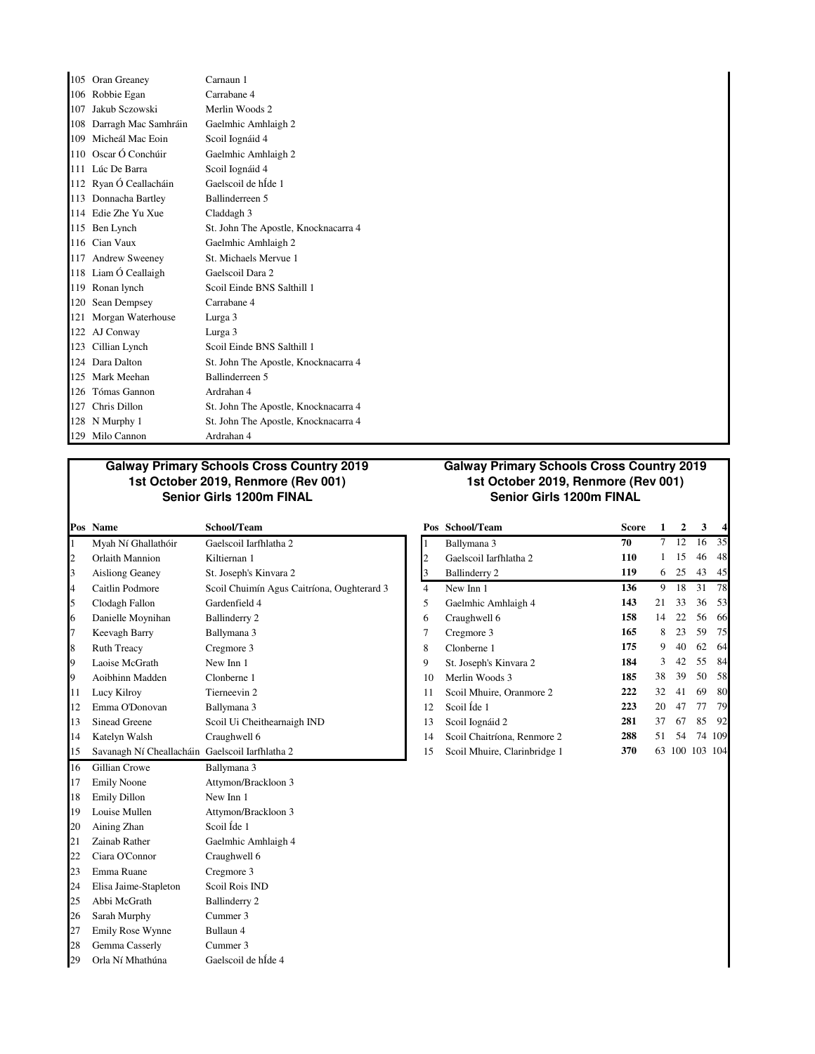| Pos | Name | School/Team |
|---|---|---|
| 105 | Oran Greaney | Carnaun 1 |
| 106 | Robbie Egan | Carrabane 4 |
| 107 | Jakub Sczowski | Merlin Woods 2 |
| 108 | Darragh Mac Samhráin | Gaelmhic Amhlaigh 2 |
| 109 | Micheál Mac Eoin | Scoil Iognáid 4 |
| 110 | Oscar Ó Conchúir | Gaelmhic Amhlaigh 2 |
| 111 | Lúc De Barra | Scoil Iognáid 4 |
| 112 | Ryan Ó Ceallacháin | Gaelscoil de hÍde 1 |
| 113 | Donnacha Bartley | Ballinderreen 5 |
| 114 | Edie Zhe Yu Xue | Claddagh 3 |
| 115 | Ben Lynch | St. John The Apostle, Knocknacarra 4 |
| 116 | Cian Vaux | Gaelmhic Amhlaigh 2 |
| 117 | Andrew Sweeney | St. Michaels Mervue 1 |
| 118 | Liam Ó Ceallaigh | Gaelscoil Dara 2 |
| 119 | Ronan lynch | Scoil Einde BNS Salthill 1 |
| 120 | Sean Dempsey | Carrabane 4 |
| 121 | Morgan Waterhouse | Lurga 3 |
| 122 | AJ Conway | Lurga 3 |
| 123 | Cillian Lynch | Scoil Einde BNS Salthill 1 |
| 124 | Dara Dalton | St. John The Apostle, Knocknacarra 4 |
| 125 | Mark Meehan | Ballinderreen 5 |
| 126 | Tómas Gannon | Ardrahan 4 |
| 127 | Chris Dillon | St. John The Apostle, Knocknacarra 4 |
| 128 | N Murphy 1 | St. John The Apostle, Knocknacarra 4 |
| 129 | Milo Cannon | Ardrahan 4 |

## Galway Primary Schools Cross Country 2019
## 1st October 2019, Renmore (Rev 001)
## Senior Girls 1200m FINAL

| Pos | Name | School/Team |
|---|---|---|
| 1 | Myah Ní Ghallathóir | Gaelscoil Iarfhlatha 2 |
| 2 | Orlaith Mannion | Kiltiernan 1 |
| 3 | Aisliong Geaney | St. Joseph's Kinvara 2 |
| 4 | Caitlin Podmore | Scoil Chuimín Agus Caitríona, Oughterard 3 |
| 5 | Clodagh Fallon | Gardenfield 4 |
| 6 | Danielle Moynihan | Ballinderry 2 |
| 7 | Keevagh Barry | Ballymana 3 |
| 8 | Ruth Treacy | Cregmore 3 |
| 9 | Laoise McGrath | New Inn 1 |
| 9 | Aoibhinn Madden | Clonberne 1 |
| 11 | Lucy Kilroy | Tierneevin 2 |
| 12 | Emma O'Donovan | Ballymana 3 |
| 13 | Sinead Greene | Scoil Ui Cheithearnaigh IND |
| 14 | Katelyn Walsh | Craughwell 6 |
| 15 | Savanagh Ní Cheallacháin | Gaelscoil Iarfhlatha 2 |
| 16 | Gillian Crowe | Ballymana 3 |
| 17 | Emily Noone | Attymon/Brackloon 3 |
| 18 | Emily Dillon | New Inn 1 |
| 19 | Louise Mullen | Attymon/Brackloon 3 |
| 20 | Aining Zhan | Scoil Íde 1 |
| 21 | Zainab Rather | Gaelmhic Amhlaigh 4 |
| 22 | Ciara O'Connor | Craughwell 6 |
| 23 | Emma Ruane | Cregmore 3 |
| 24 | Elisa Jaime-Stapleton | Scoil Rois IND |
| 25 | Abbi McGrath | Ballinderry 2 |
| 26 | Sarah Murphy | Cummer 3 |
| 27 | Emily Rose Wynne | Bullaun 4 |
| 28 | Gemma Casserly | Cummer 3 |
| 29 | Orla Ní Mhathúna | Gaelscoil de hÍde 4 |

## Galway Primary Schools Cross Country 2019
## 1st October 2019, Renmore (Rev 001)
## Senior Girls 1200m FINAL

| Pos | School/Team | Score | 1 | 2 | 3 | 4 |
|---|---|---|---|---|---|---|
| 1 | Ballymana 3 | 70 | 7 | 12 | 16 | 35 |
| 2 | Gaelscoil Iarfhlatha 2 | 110 | 1 | 15 | 46 | 48 |
| 3 | Ballinderry 2 | 119 | 6 | 25 | 43 | 45 |
| 4 | New Inn 1 | 136 | 9 | 18 | 31 | 78 |
| 5 | Gaelmhic Amhlaigh 4 | 143 | 21 | 33 | 36 | 53 |
| 6 | Craughwell 6 | 158 | 14 | 22 | 56 | 66 |
| 7 | Cregmore 3 | 165 | 8 | 23 | 59 | 75 |
| 8 | Clonberne 1 | 175 | 9 | 40 | 62 | 64 |
| 9 | St. Joseph's Kinvara 2 | 184 | 3 | 42 | 55 | 84 |
| 10 | Merlin Woods 3 | 185 | 38 | 39 | 50 | 58 |
| 11 | Scoil Mhuire, Oranmore 2 | 222 | 32 | 41 | 69 | 80 |
| 12 | Scoil Íde 1 | 223 | 20 | 47 | 77 | 79 |
| 13 | Scoil Iognáid 2 | 281 | 37 | 67 | 85 | 92 |
| 14 | Scoil Chaitríona, Renmore 2 | 288 | 51 | 54 | 74 | 109 |
| 15 | Scoil Mhuire, Clarinbridge 1 | 370 | 63 | 100 | 103 | 104 |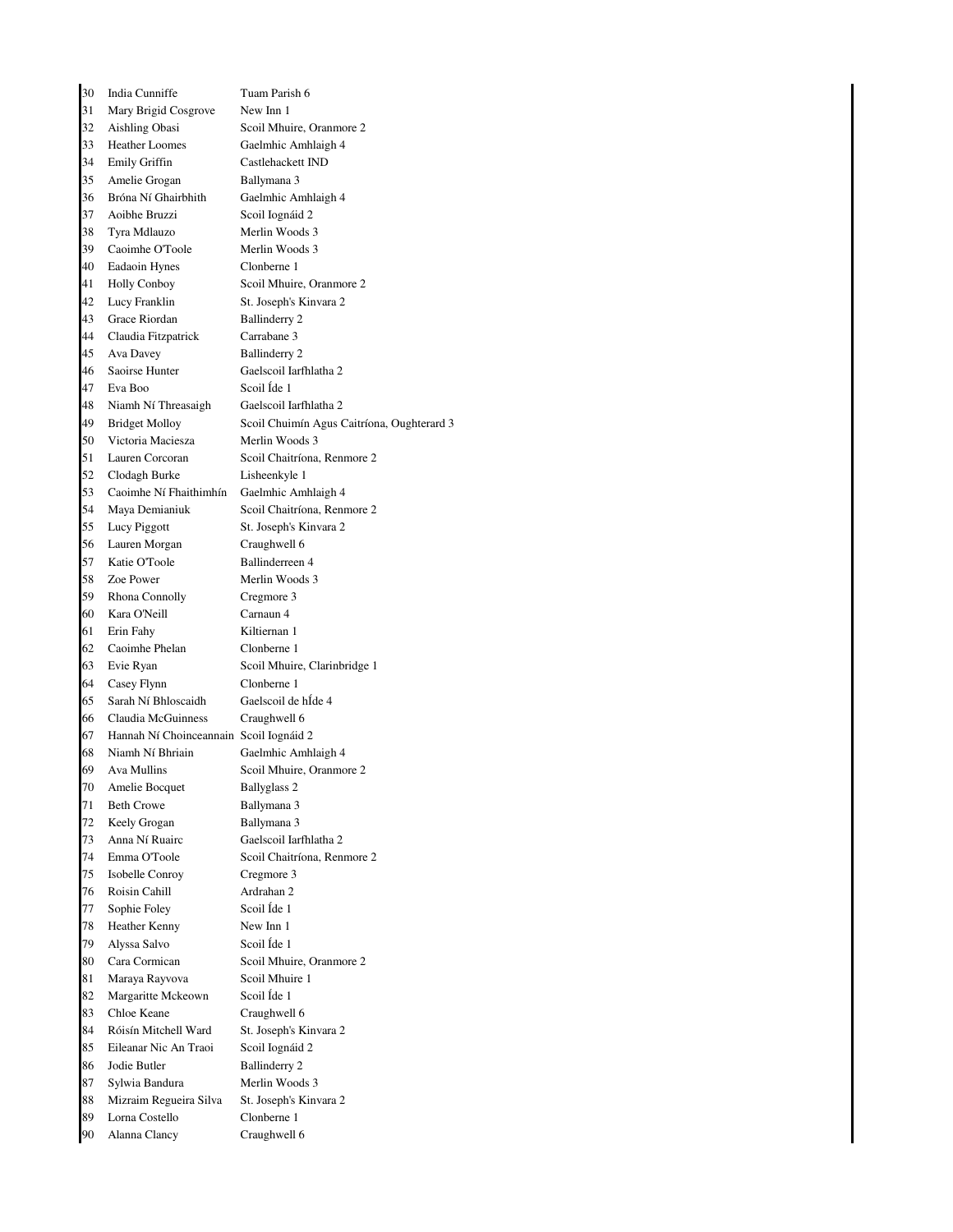| | | |
|---|---|---|
| 30 | India Cunniffe | Tuam Parish 6 |
| 31 | Mary Brigid Cosgrove | New Inn 1 |
| 32 | Aishling Obasi | Scoil Mhuire, Oranmore 2 |
| 33 | Heather Loomes | Gaelmhic Amhlaigh 4 |
| 34 | Emily Griffin | Castlehackett IND |
| 35 | Amelie Grogan | Ballymana 3 |
| 36 | Bróna Ní Ghairbhith | Gaelmhic Amhlaigh 4 |
| 37 | Aoibhe Bruzzi | Scoil Iognáid 2 |
| 38 | Tyra Mdlauzo | Merlin Woods 3 |
| 39 | Caoimhe O'Toole | Merlin Woods 3 |
| 40 | Eadaoin Hynes | Clonberne 1 |
| 41 | Holly Conboy | Scoil Mhuire, Oranmore 2 |
| 42 | Lucy Franklin | St. Joseph's Kinvara 2 |
| 43 | Grace Riordan | Ballinderry 2 |
| 44 | Claudia Fitzpatrick | Carrabane 3 |
| 45 | Ava Davey | Ballinderry 2 |
| 46 | Saoirse Hunter | Gaelscoil Iarfhlatha 2 |
| 47 | Eva Boo | Scoil Íde 1 |
| 48 | Niamh Ní Threasaigh | Gaelscoil Iarfhlatha 2 |
| 49 | Bridget Molloy | Scoil Chuimín Agus Caitríona, Oughterard 3 |
| 50 | Victoria Maciesza | Merlin Woods 3 |
| 51 | Lauren Corcoran | Scoil Chaitríona, Renmore 2 |
| 52 | Clodagh Burke | Lisheenkyle 1 |
| 53 | Caoimhe Ní Fhaithimhín | Gaelmhic Amhlaigh 4 |
| 54 | Maya Demianiuk | Scoil Chaitríona, Renmore 2 |
| 55 | Lucy Piggott | St. Joseph's Kinvara 2 |
| 56 | Lauren Morgan | Craughwell 6 |
| 57 | Katie O'Toole | Ballinderreen 4 |
| 58 | Zoe Power | Merlin Woods 3 |
| 59 | Rhona Connolly | Cregmore 3 |
| 60 | Kara O'Neill | Carnaun 4 |
| 61 | Erin Fahy | Kiltiernan 1 |
| 62 | Caoimhe Phelan | Clonberne 1 |
| 63 | Evie Ryan | Scoil Mhuire, Clarinbridge 1 |
| 64 | Casey Flynn | Clonberne 1 |
| 65 | Sarah Ní Bhloscaidh | Gaelscoil de hÍde 4 |
| 66 | Claudia McGuinness | Craughwell 6 |
| 67 | Hannah Ní Choinceannain | Scoil Iognáid 2 |
| 68 | Niamh Ní Bhriain | Gaelmhic Amhlaigh 4 |
| 69 | Ava Mullins | Scoil Mhuire, Oranmore 2 |
| 70 | Amelie Bocquet | Ballyglass 2 |
| 71 | Beth Crowe | Ballymana 3 |
| 72 | Keely Grogan | Ballymana 3 |
| 73 | Anna Ní Ruairc | Gaelscoil Iarfhlatha 2 |
| 74 | Emma O'Toole | Scoil Chaitríona, Renmore 2 |
| 75 | Isobelle Conroy | Cregmore 3 |
| 76 | Roisin Cahill | Ardrahan 2 |
| 77 | Sophie Foley | Scoil Íde 1 |
| 78 | Heather Kenny | New Inn 1 |
| 79 | Alyssa Salvo | Scoil Íde 1 |
| 80 | Cara Cormican | Scoil Mhuire, Oranmore 2 |
| 81 | Maraya Rayvova | Scoil Mhuire 1 |
| 82 | Margaritte Mckeown | Scoil Íde 1 |
| 83 | Chloe Keane | Craughwell 6 |
| 84 | Róisín Mitchell Ward | St. Joseph's Kinvara 2 |
| 85 | Eileanar Nic An Traoi | Scoil Iognáid 2 |
| 86 | Jodie Butler | Ballinderry 2 |
| 87 | Sylwia Bandura | Merlin Woods 3 |
| 88 | Mizraim Regueira Silva | St. Joseph's Kinvara 2 |
| 89 | Lorna Costello | Clonberne 1 |
| 90 | Alanna Clancy | Craughwell 6 |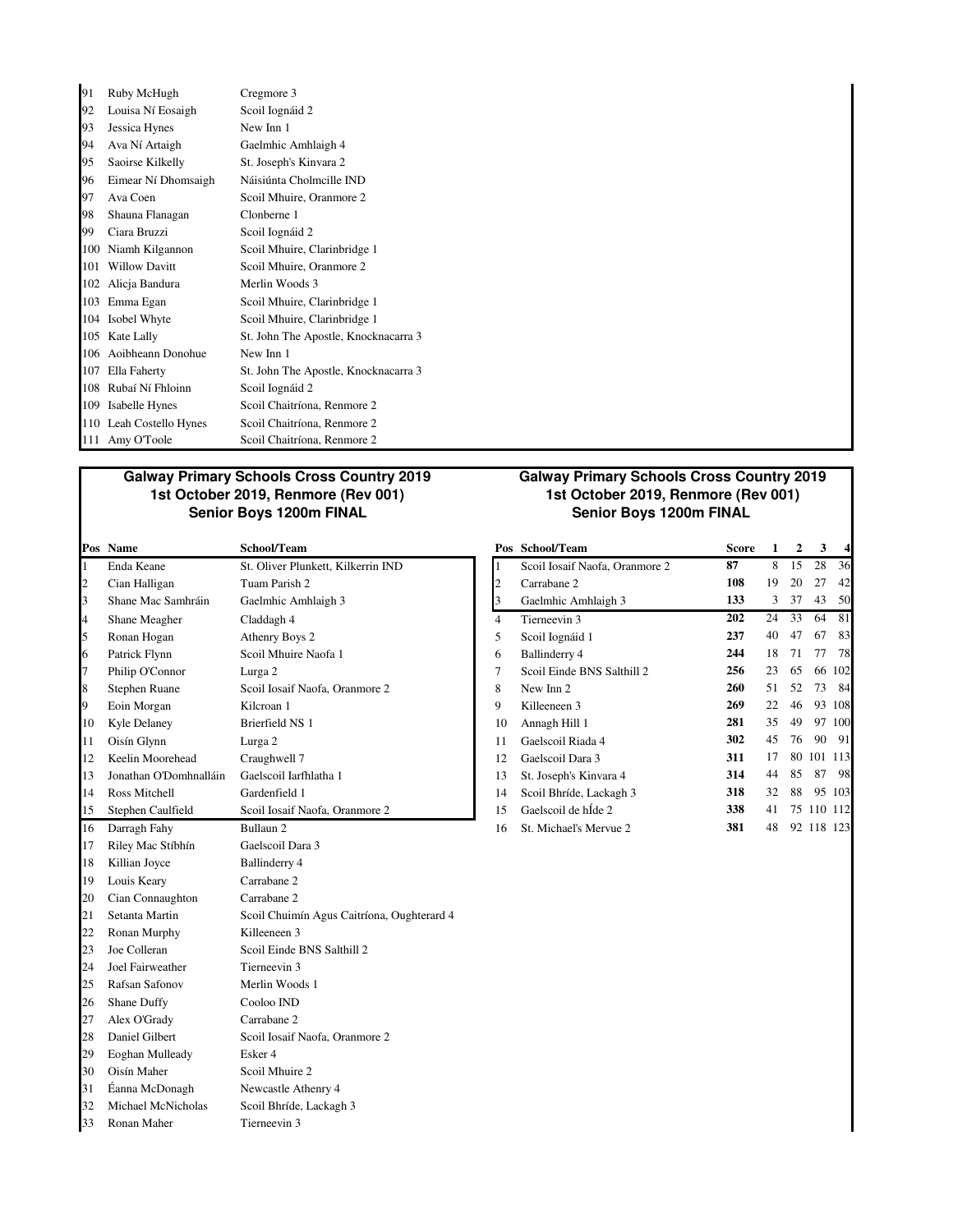| Pos | Name | School/Team |
|---|---|---|
| 91 | Ruby McHugh | Cregmore 3 |
| 92 | Louisa Ní Eosaigh | Scoil Iognáid 2 |
| 93 | Jessica Hynes | New Inn 1 |
| 94 | Ava Ní Artaigh | Gaelmhic Amhlaigh 4 |
| 95 | Saoirse Kilkelly | St. Joseph's Kinvara 2 |
| 96 | Eimear Ní Dhomsaigh | Náisiúnta Cholmcille IND |
| 97 | Ava Coen | Scoil Mhuire, Oranmore 2 |
| 98 | Shauna Flanagan | Clonberne 1 |
| 99 | Ciara Bruzzi | Scoil Iognáid 2 |
| 100 | Niamh Kilgannon | Scoil Mhuire, Clarinbridge 1 |
| 101 | Willow Davitt | Scoil Mhuire, Oranmore 2 |
| 102 | Alicja Bandura | Merlin Woods 3 |
| 103 | Emma Egan | Scoil Mhuire, Clarinbridge 1 |
| 104 | Isobel Whyte | Scoil Mhuire, Clarinbridge 1 |
| 105 | Kate Lally | St. John The Apostle, Knocknacarra 3 |
| 106 | Aoibheann Donohue | New Inn 1 |
| 107 | Ella Faherty | St. John The Apostle, Knocknacarra 3 |
| 108 | Rubaí Ní Fhloinn | Scoil Iognáid 2 |
| 109 | Isabelle Hynes | Scoil Chaitríona, Renmore 2 |
| 110 | Leah Costello Hynes | Scoil Chaitríona, Renmore 2 |
| 111 | Amy O'Toole | Scoil Chaitríona, Renmore 2 |

## Galway Primary Schools Cross Country 2019
### 1st October 2019, Renmore (Rev 001)
### Senior Boys 1200m FINAL

| Pos | Name | School/Team |
|---|---|---|
| 1 | Enda Keane | St. Oliver Plunkett, Kilkerrin IND |
| 2 | Cian Halligan | Tuam Parish 2 |
| 3 | Shane Mac Samhráin | Gaelmhic Amhlaigh 3 |
| 4 | Shane Meagher | Claddagh 4 |
| 5 | Ronan Hogan | Athenry Boys 2 |
| 6 | Patrick Flynn | Scoil Mhuire Naofa 1 |
| 7 | Philip O'Connor | Lurga 2 |
| 8 | Stephen Ruane | Scoil Iosaif Naofa, Oranmore 2 |
| 9 | Eoin Morgan | Kilcroan 1 |
| 10 | Kyle Delaney | Brierfield NS 1 |
| 11 | Oisín Glynn | Lurga 2 |
| 12 | Keelin Moorehead | Craughwell 7 |
| 13 | Jonathan O'Domhnalláin | Gaelscoil Iarfhlatha 1 |
| 14 | Ross Mitchell | Gardenfield 1 |
| 15 | Stephen Caulfield | Scoil Iosaif Naofa, Oranmore 2 |
| 16 | Darragh Fahy | Bullaun 2 |
| 17 | Riley Mac Stíbhín | Gaelscoil Dara 3 |
| 18 | Killian Joyce | Ballinderry 4 |
| 19 | Louis Keary | Carrabane 2 |
| 20 | Cian Connaughton | Carrabane 2 |
| 21 | Setanta Martin | Scoil Chuimín Agus Caitríona, Oughterard 4 |
| 22 | Ronan Murphy | Killeeneen 3 |
| 23 | Joe Colleran | Scoil Einde BNS Salthill 2 |
| 24 | Joel Fairweather | Tierneevin 3 |
| 25 | Rafsan Safonov | Merlin Woods 1 |
| 26 | Shane Duffy | Cooloo IND |
| 27 | Alex O'Grady | Carrabane 2 |
| 28 | Daniel Gilbert | Scoil Iosaif Naofa, Oranmore 2 |
| 29 | Eoghan Mulleady | Esker 4 |
| 30 | Oisín Maher | Scoil Mhuire 2 |
| 31 | Éanna McDonagh | Newcastle Athenry 4 |
| 32 | Michael McNicholas | Scoil Bhríde, Lackagh 3 |
| 33 | Ronan Maher | Tierneevin 3 |

## Galway Primary Schools Cross Country 2019
### 1st October 2019, Renmore (Rev 001)
### Senior Boys 1200m FINAL

| Pos | School/Team | Score | 1 | 2 | 3 | 4 |
|---|---|---|---|---|---|---|
| 1 | Scoil Iosaif Naofa, Oranmore 2 | **87** | 8 | 15 | 28 | 36 |
| 2 | Carrabane 2 | **108** | 19 | 20 | 27 | 42 |
| 3 | Gaelmhic Amhlaigh 3 | **133** | 3 | 37 | 43 | 50 |
| 4 | Tierneevin 3 | **202** | 24 | 33 | 64 | 81 |
| 5 | Scoil Iognáid 1 | **237** | 40 | 47 | 67 | 83 |
| 6 | Ballinderry 4 | **244** | 18 | 71 | 77 | 78 |
| 7 | Scoil Einde BNS Salthill 2 | **256** | 23 | 65 | 66 | 102 |
| 8 | New Inn 2 | **260** | 51 | 52 | 73 | 84 |
| 9 | Killeeneen 3 | **269** | 22 | 46 | 93 | 108 |
| 10 | Annagh Hill 1 | **281** | 35 | 49 | 97 | 100 |
| 11 | Gaelscoil Riada 4 | **302** | 45 | 76 | 90 | 91 |
| 12 | Gaelscoil Dara 3 | **311** | 17 | 80 | 101 | 113 |
| 13 | St. Joseph's Kinvara 4 | **314** | 44 | 85 | 87 | 98 |
| 14 | Scoil Bhríde, Lackagh 3 | **318** | 32 | 88 | 95 | 103 |
| 15 | Gaelscoil de hÍde 2 | **338** | 41 | 75 | 110 | 112 |
| 16 | St. Michael's Mervue 2 | **381** | 48 | 92 | 118 | 123 |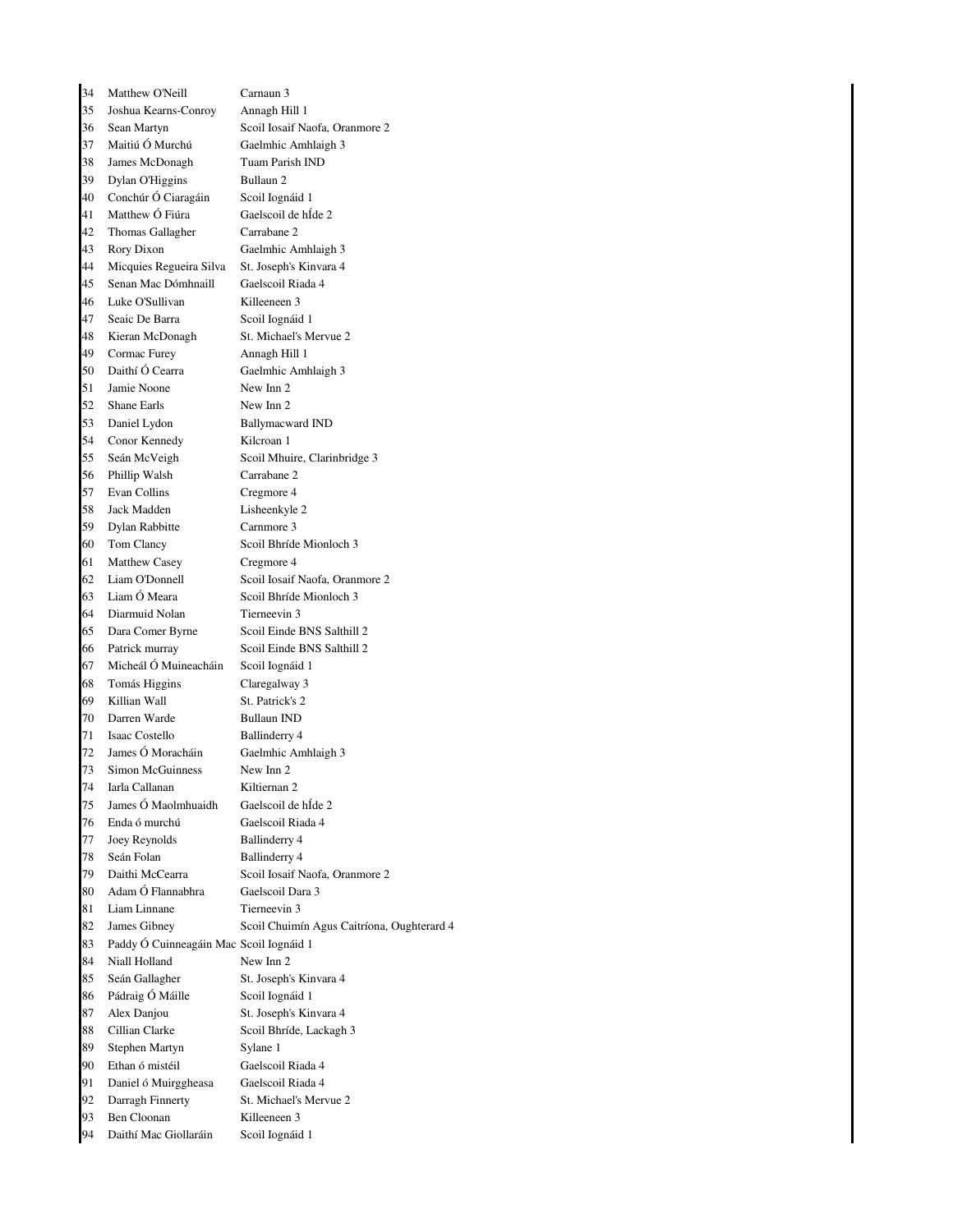| | | |
|---|---|---|
| 34 | Matthew O'Neill | Carnaun 3 |
| 35 | Joshua Kearns-Conroy | Annagh Hill 1 |
| 36 | Sean Martyn | Scoil Iosaif Naofa, Oranmore 2 |
| 37 | Maitiú Ó Murchú | Gaelmhic Amhlaigh 3 |
| 38 | James McDonagh | Tuam Parish IND |
| 39 | Dylan O'Higgins | Bullaun 2 |
| 40 | Conchúr Ó Ciaragáin | Scoil Iognáid 1 |
| 41 | Matthew Ó Fiúra | Gaelscoil de hÍde 2 |
| 42 | Thomas Gallagher | Carrabane 2 |
| 43 | Rory Dixon | Gaelmhic Amhlaigh 3 |
| 44 | Micquies Regueira Silva | St. Joseph's Kinvara 4 |
| 45 | Senan Mac Dómhnaill | Gaelscoil Riada 4 |
| 46 | Luke O'Sullivan | Killeeneen 3 |
| 47 | Seaic De Barra | Scoil Iognáid 1 |
| 48 | Kieran McDonagh | St. Michael's Mervue 2 |
| 49 | Cormac Furey | Annagh Hill 1 |
| 50 | Daithí Ó Cearra | Gaelmhic Amhlaigh 3 |
| 51 | Jamie Noone | New Inn 2 |
| 52 | Shane Earls | New Inn 2 |
| 53 | Daniel Lydon | Ballymacward IND |
| 54 | Conor Kennedy | Kilcroan 1 |
| 55 | Seán McVeigh | Scoil Mhuire, Clarinbridge 3 |
| 56 | Phillip Walsh | Carrabane 2 |
| 57 | Evan Collins | Cregmore 4 |
| 58 | Jack Madden | Lisheenkyle 2 |
| 59 | Dylan Rabbitte | Carnmore 3 |
| 60 | Tom Clancy | Scoil Bhríde Mionloch 3 |
| 61 | Matthew Casey | Cregmore 4 |
| 62 | Liam O'Donnell | Scoil Iosaif Naofa, Oranmore 2 |
| 63 | Liam Ó Meara | Scoil Bhríde Mionloch 3 |
| 64 | Diarmuid Nolan | Tierneevin 3 |
| 65 | Dara Comer Byrne | Scoil Einde BNS Salthill 2 |
| 66 | Patrick murray | Scoil Einde BNS Salthill 2 |
| 67 | Micheál Ó Muineacháin | Scoil Iognáid 1 |
| 68 | Tomás Higgins | Claregalway 3 |
| 69 | Killian Wall | St. Patrick's 2 |
| 70 | Darren Warde | Bullaun IND |
| 71 | Isaac Costello | Ballinderry 4 |
| 72 | James Ó Moracháin | Gaelmhic Amhlaigh 3 |
| 73 | Simon McGuinness | New Inn 2 |
| 74 | Iarla Callanan | Kiltiernan 2 |
| 75 | James Ó Maolmhuaidh | Gaelscoil de hÍde 2 |
| 76 | Enda ó murchú | Gaelscoil Riada 4 |
| 77 | Joey Reynolds | Ballinderry 4 |
| 78 | Seán Folan | Ballinderry 4 |
| 79 | Daithi McCearra | Scoil Iosaif Naofa, Oranmore 2 |
| 80 | Adam Ó Flannabhra | Gaelscoil Dara 3 |
| 81 | Liam Linnane | Tierneevin 3 |
| 82 | James Gibney | Scoil Chuimín Agus Caitríona, Oughterard 4 |
| 83 | Paddy Ó Cuinneagáin Mac | Scoil Iognáid 1 |
| 84 | Niall Holland | New Inn 2 |
| 85 | Seán Gallagher | St. Joseph's Kinvara 4 |
| 86 | Pádraig Ó Máille | Scoil Iognáid 1 |
| 87 | Alex Danjou | St. Joseph's Kinvara 4 |
| 88 | Cillian Clarke | Scoil Bhríde, Lackagh 3 |
| 89 | Stephen Martyn | Sylane 1 |
| 90 | Ethan ó mistéil | Gaelscoil Riada 4 |
| 91 | Daniel ó Muirggheasa | Gaelscoil Riada 4 |
| 92 | Darragh Finnerty | St. Michael's Mervue 2 |
| 93 | Ben Cloonan | Killeeneen 3 |
| 94 | Daithí Mac Giollaráin | Scoil Iognáid 1 |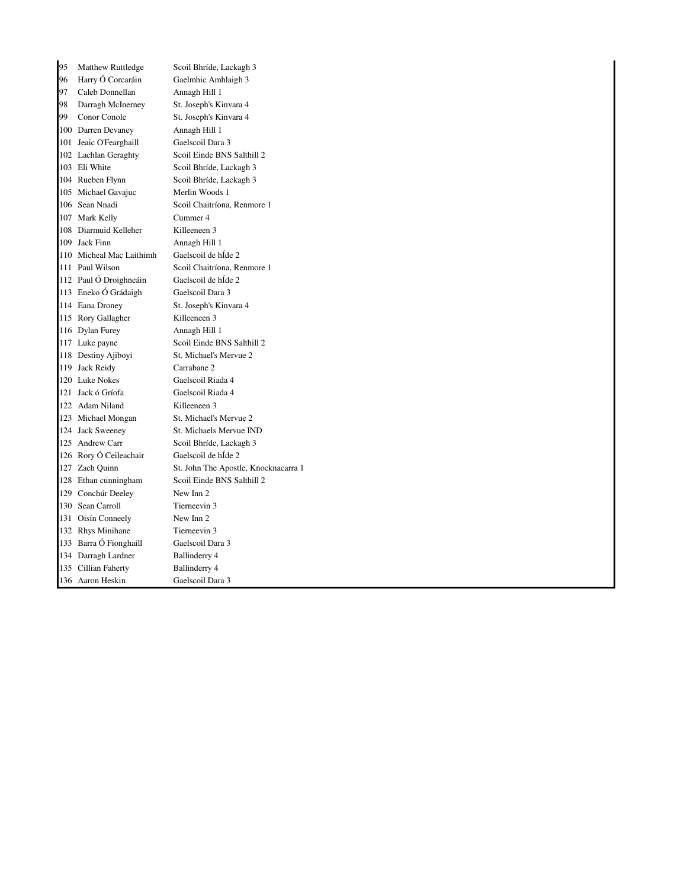| | | |
|---|---|---|
| 95 | Matthew Ruttledge | Scoil Bhríde, Lackagh 3 |
| 96 | Harry Ó Corcaráin | Gaelmhic Amhlaigh 3 |
| 97 | Caleb Donnellan | Annagh Hill 1 |
| 98 | Darragh McInerney | St. Joseph's Kinvara 4 |
| 99 | Conor Conole | St. Joseph's Kinvara 4 |
| 100 | Darren Devaney | Annagh Hill 1 |
| 101 | Jeaic O'Fearghaill | Gaelscoil Dara 3 |
| 102 | Lachlan Geraghty | Scoil Einde BNS Salthill 2 |
| 103 | Eli White | Scoil Bhríde, Lackagh 3 |
| 104 | Rueben Flynn | Scoil Bhríde, Lackagh 3 |
| 105 | Michael Gavajuc | Merlin Woods 1 |
| 106 | Sean Nnadi | Scoil Chaitríona, Renmore 1 |
| 107 | Mark Kelly | Cummer 4 |
| 108 | Diarmuid Kelleher | Killeeneen 3 |
| 109 | Jack Finn | Annagh Hill 1 |
| 110 | Micheal Mac Laithimh | Gaelscoil de hÍde 2 |
| 111 | Paul Wilson | Scoil Chaitríona, Renmore 1 |
| 112 | Paul Ó Droighneáin | Gaelscoil de hÍde 2 |
| 113 | Eneko Ó Grádaigh | Gaelscoil Dara 3 |
| 114 | Eana Droney | St. Joseph's Kinvara 4 |
| 115 | Rory Gallagher | Killeeneen 3 |
| 116 | Dylan Furey | Annagh Hill 1 |
| 117 | Luke payne | Scoil Einde BNS Salthill 2 |
| 118 | Destiny Ajiboyi | St. Michael's Mervue 2 |
| 119 | Jack Reidy | Carrabane 2 |
| 120 | Luke Nokes | Gaelscoil Riada 4 |
| 121 | Jack ó Gríofa | Gaelscoil Riada 4 |
| 122 | Adam Niland | Killeeneen 3 |
| 123 | Michael Mongan | St. Michael's Mervue 2 |
| 124 | Jack Sweeney | St. Michaels Mervue IND |
| 125 | Andrew Carr | Scoil Bhríde, Lackagh 3 |
| 126 | Rory Ó Ceileachair | Gaelscoil de hÍde 2 |
| 127 | Zach Quinn | St. John The Apostle, Knocknacarra 1 |
| 128 | Ethan cunningham | Scoil Einde BNS Salthill 2 |
| 129 | Conchúr Deeley | New Inn 2 |
| 130 | Sean Carroll | Tierneevin 3 |
| 131 | Oisín Conneely | New Inn 2 |
| 132 | Rhys Minihane | Tierneevin 3 |
| 133 | Barra Ó Fionghaill | Gaelscoil Dara 3 |
| 134 | Darragh Lardner | Ballinderry 4 |
| 135 | Cillian Faherty | Ballinderry 4 |
| 136 | Aaron Heskin | Gaelscoil Dara 3 |